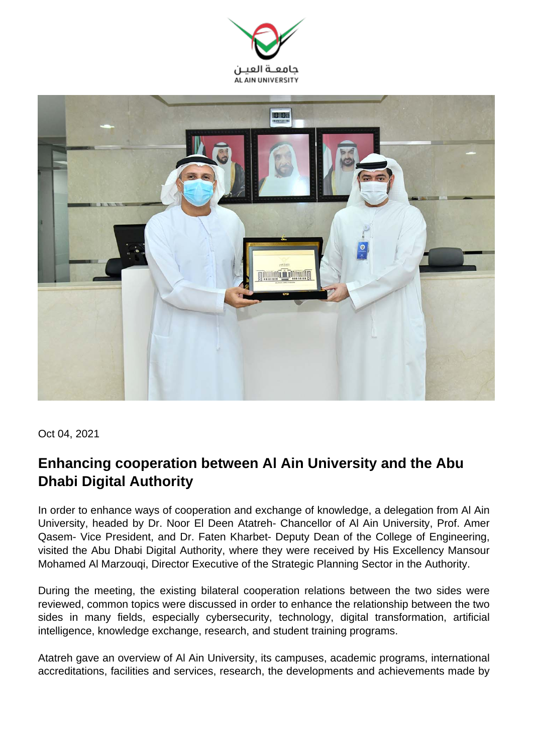Oct 04, 2021

## Enhancing cooperation between Al Ain University and the Abu Dhabi Digital Authority

In order to enhance ways of cooperation and exchange of knowledge, a delegation from Al Ain University, headed by Dr. Noor El Deen Atatreh- Chancellor of Al Ain University, Prof. Amer Qasem- Vice President, and Dr. Faten Kharbet- Deputy Dean of the College of Engineering, visited the Abu Dhabi Digital Authority, where they were received by His Excellency Mansour Mohamed Al Marzouqi, Director Executive of the Strategic Planning Sector in the Authority.

During the meeting, the existing bilateral cooperation relations between the two sides were reviewed, common topics were discussed in order to enhance the relationship between the two sides in many fields, especially cybersecurity, technology, digital transformation, artificial intelligence, knowledge exchange, research, and student training programs.

Atatreh gave an overview of Al Ain University, its campuses, academic programs, international accreditations, facilities and services, research, the developments and achievements made by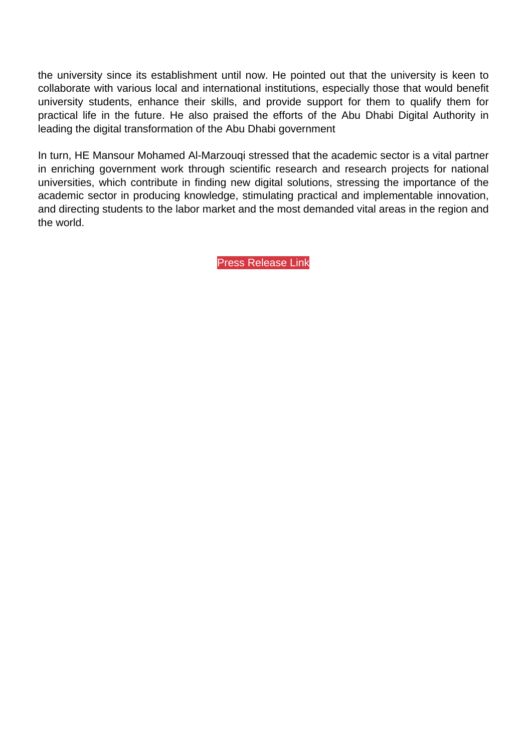the university since its establishment until now. He pointed out that the university is keen to collaborate with various local and international institutions, especially those that would benefit university students, enhance their skills, and provide support for them to qualify them for practical life in the future. He also praised the efforts of the Abu Dhabi Digital Authority in leading the digital transformation of the Abu Dhabi government

In turn, HE Mansour Mohamed Al-Marzouqi stressed that the academic sector is a vital partner in enriching government work through scientific research and research projects for national universities, which contribute in finding new digital solutions, stressing the importance of the academic sector in producing knowledge, stimulating practical and implementable innovation, and directing students to the labor market and the most demanded vital areas in the region and the world.

Press Release Link